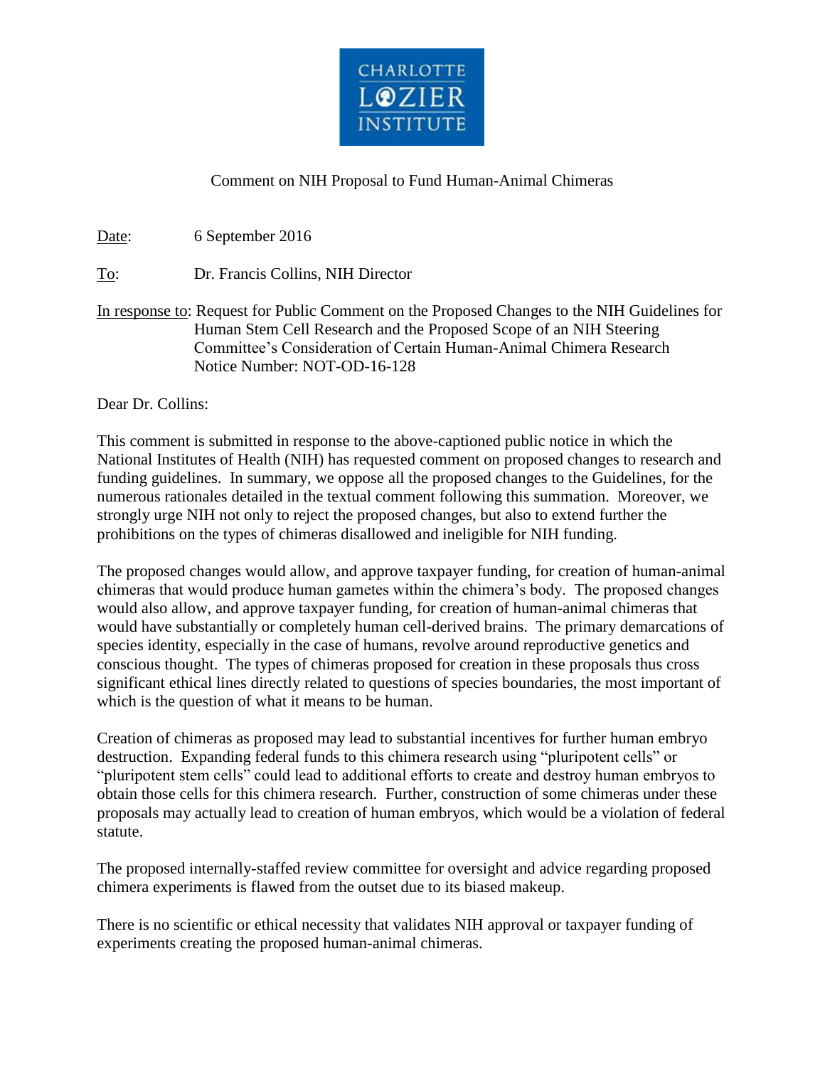CHARLOTTE LOZIER INSTITUTE

# Comment on NIH Proposal to Fund Human-Animal Chimeras

Date: 6 September 2016

To: Dr. Francis Collins, NIH Director

In response to: Request for Public Comment on the Proposed Changes to the NIH Guidelines for Human Stem Cell Research and the Proposed Scope of an NIH Steering Committee's Consideration of Certain Human-Animal Chimera Research Notice Number: NOT-OD-16-128

Dear Dr. Collins:

This comment is submitted in response to the above-captioned public notice in which the National Institutes of Health (NIH) has requested comment on proposed changes to research and funding guidelines. In summary, we oppose all the proposed changes to the Guidelines, for the numerous rationales detailed in the textual comment following this summation. Moreover, we strongly urge NIH not only to reject the proposed changes, but also to extend further the prohibitions on the types of chimeras disallowed and ineligible for NIH funding.

The proposed changes would allow, and approve taxpayer funding, for creation of human-animal chimeras that would produce human gametes within the chimera's body. The proposed changes would also allow, and approve taxpayer funding, for creation of human-animal chimeras that would have substantially or completely human cell-derived brains. The primary demarcations of species identity, especially in the case of humans, revolve around reproductive genetics and conscious thought. The types of chimeras proposed for creation in these proposals thus cross significant ethical lines directly related to questions of species boundaries, the most important of which is the question of what it means to be human.

Creation of chimeras as proposed may lead to substantial incentives for further human embryo destruction. Expanding federal funds to this chimera research using "pluripotent cells" or "pluripotent stem cells" could lead to additional efforts to create and destroy human embryos to obtain those cells for this chimera research. Further, construction of some chimeras under these proposals may actually lead to creation of human embryos, which would be a violation of federal statute.

The proposed internally-staffed review committee for oversight and advice regarding proposed chimera experiments is flawed from the outset due to its biased makeup.

There is no scientific or ethical necessity that validates NIH approval or taxpayer funding of experiments creating the proposed human-animal chimeras.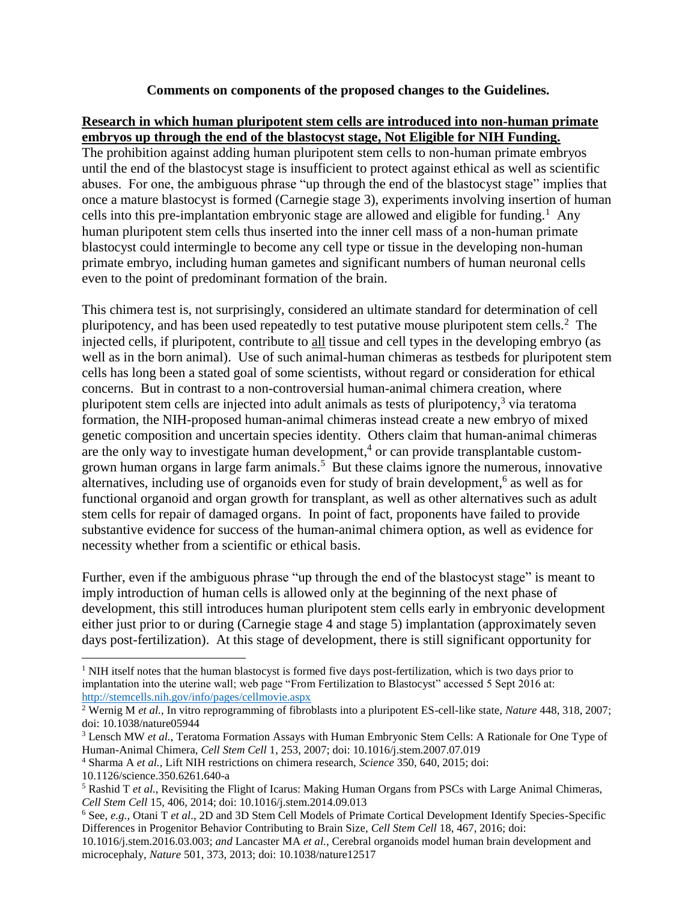**Comments on components of the proposed changes to the Guidelines.**

**Research in which human pluripotent stem cells are introduced into non-human primate embryos up through the end of the blastocyst stage, Not Eligible for NIH Funding.**

The prohibition against adding human pluripotent stem cells to non-human primate embryos until the end of the blastocyst stage is insufficient to protect against ethical as well as scientific abuses. For one, the ambiguous phrase "up through the end of the blastocyst stage" implies that once a mature blastocyst is formed (Carnegie stage 3), experiments involving insertion of human cells into this pre-implantation embryonic stage are allowed and eligible for funding.[1] Any human pluripotent stem cells thus inserted into the inner cell mass of a non-human primate blastocyst could intermingle to become any cell type or tissue in the developing non-human primate embryo, including human gametes and significant numbers of human neuronal cells even to the point of predominant formation of the brain.

This chimera test is, not surprisingly, considered an ultimate standard for determination of cell pluripotency, and has been used repeatedly to test putative mouse pluripotent stem cells.[2] The injected cells, if pluripotent, contribute to <u>all</u> tissue and cell types in the developing embryo (as well as in the born animal). Use of such animal-human chimeras as testbeds for pluripotent stem cells has long been a stated goal of some scientists, without regard or consideration for ethical concerns. But in contrast to a non-controversial human-animal chimera creation, where pluripotent stem cells are injected into adult animals as tests of pluripotency,[3] via teratoma formation, the NIH-proposed human-animal chimeras instead create a new embryo of mixed genetic composition and uncertain species identity. Others claim that human-animal chimeras are the only way to investigate human development,[4] or can provide transplantable custom-grown human organs in large farm animals.[5] But these claims ignore the numerous, innovative alternatives, including use of organoids even for study of brain development,[6] as well as for functional organoid and organ growth for transplant, as well as other alternatives such as adult stem cells for repair of damaged organs. In point of fact, proponents have failed to provide substantive evidence for success of the human-animal chimera option, as well as evidence for necessity whether from a scientific or ethical basis.

Further, even if the ambiguous phrase "up through the end of the blastocyst stage" is meant to imply introduction of human cells is allowed only at the beginning of the next phase of development, this still introduces human pluripotent stem cells early in embryonic development either just prior to or during (Carnegie stage 4 and stage 5) implantation (approximately seven days post-fertilization). At this stage of development, there is still significant opportunity for

---

[1] NIH itself notes that the human blastocyst is formed five days post-fertilization, which is two days prior to implantation into the uterine wall; web page "From Fertilization to Blastocyst" accessed 5 Sept 2016 at: http://stemcells.nih.gov/info/pages/cellmovie.aspx

[2] Wernig M *et al.*, In vitro reprogramming of fibroblasts into a pluripotent ES-cell-like state, *Nature* 448, 318, 2007; doi: 10.1038/nature05944

[3] Lensch MW *et al.*, Teratoma Formation Assays with Human Embryonic Stem Cells: A Rationale for One Type of Human-Animal Chimera, *Cell Stem Cell* 1, 253, 2007; doi: 10.1016/j.stem.2007.07.019

[4] Sharma A *et al.*, Lift NIH restrictions on chimera research, *Science* 350, 640, 2015; doi: 10.1126/science.350.6261.640-a

[5] Rashid T *et al.*, Revisiting the Flight of Icarus: Making Human Organs from PSCs with Large Animal Chimeras, *Cell Stem Cell* 15, 406, 2014; doi: 10.1016/j.stem.2014.09.013

[6] See, *e.g.,* Otani T *et al*., 2D and 3D Stem Cell Models of Primate Cortical Development Identify Species-Specific Differences in Progenitor Behavior Contributing to Brain Size, *Cell Stem Cell* 18, 467, 2016; doi: 10.1016/j.stem.2016.03.003; *and* Lancaster MA *et al.*, Cerebral organoids model human brain development and microcephaly, *Nature* 501, 373, 2013; doi: 10.1038/nature12517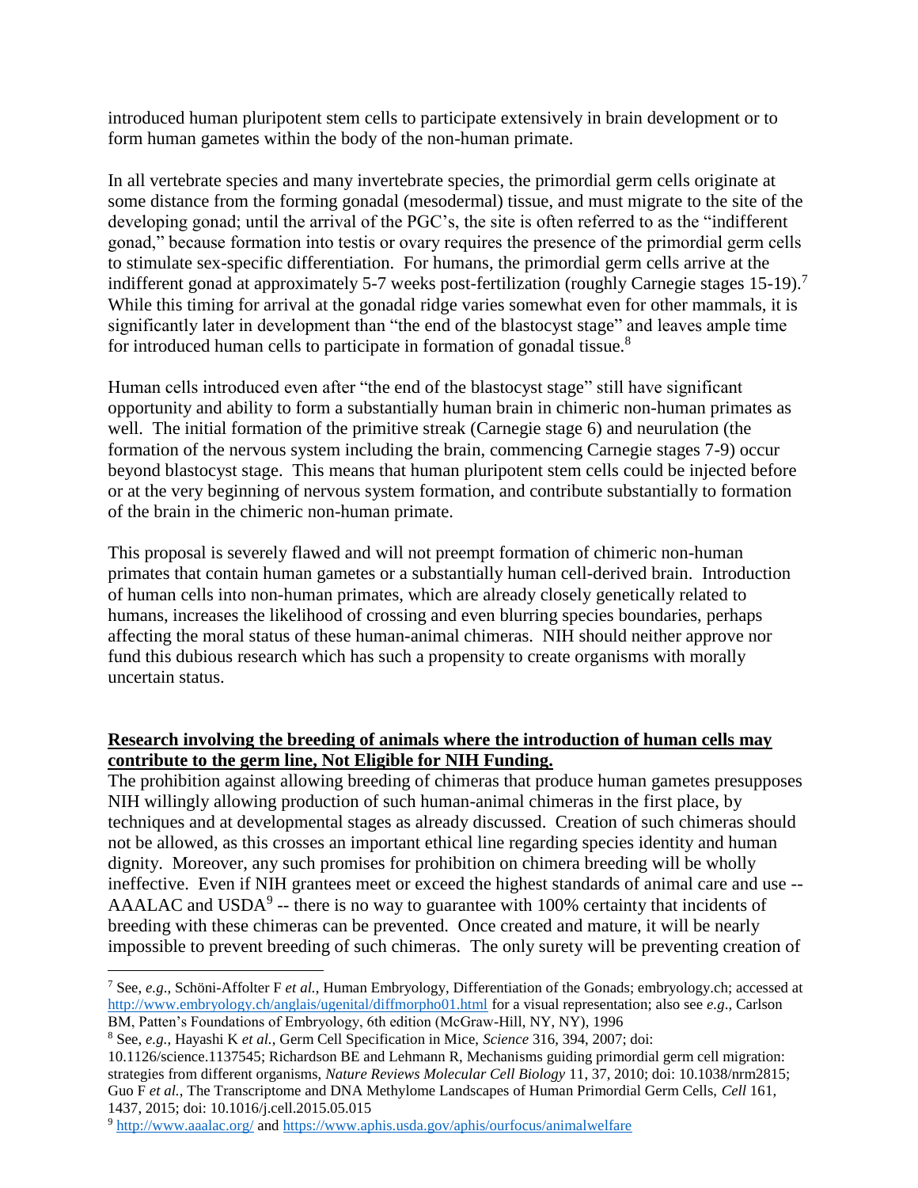introduced human pluripotent stem cells to participate extensively in brain development or to form human gametes within the body of the non-human primate.

In all vertebrate species and many invertebrate species, the primordial germ cells originate at some distance from the forming gonadal (mesodermal) tissue, and must migrate to the site of the developing gonad; until the arrival of the PGC's, the site is often referred to as the "indifferent gonad," because formation into testis or ovary requires the presence of the primordial germ cells to stimulate sex-specific differentiation. For humans, the primordial germ cells arrive at the indifferent gonad at approximately 5-7 weeks post-fertilization (roughly Carnegie stages 15-19).[7] While this timing for arrival at the gonadal ridge varies somewhat even for other mammals, it is significantly later in development than "the end of the blastocyst stage" and leaves ample time for introduced human cells to participate in formation of gonadal tissue.[8]

Human cells introduced even after "the end of the blastocyst stage" still have significant opportunity and ability to form a substantially human brain in chimeric non-human primates as well. The initial formation of the primitive streak (Carnegie stage 6) and neurulation (the formation of the nervous system including the brain, commencing Carnegie stages 7-9) occur beyond blastocyst stage. This means that human pluripotent stem cells could be injected before or at the very beginning of nervous system formation, and contribute substantially to formation of the brain in the chimeric non-human primate.

This proposal is severely flawed and will not preempt formation of chimeric non-human primates that contain human gametes or a substantially human cell-derived brain. Introduction of human cells into non-human primates, which are already closely genetically related to humans, increases the likelihood of crossing and even blurring species boundaries, perhaps affecting the moral status of these human-animal chimeras. NIH should neither approve nor fund this dubious research which has such a propensity to create organisms with morally uncertain status.

**Research involving the breeding of animals where the introduction of human cells may contribute to the germ line, Not Eligible for NIH Funding.**

The prohibition against allowing breeding of chimeras that produce human gametes presupposes NIH willingly allowing production of such human-animal chimeras in the first place, by techniques and at developmental stages as already discussed. Creation of such chimeras should not be allowed, as this crosses an important ethical line regarding species identity and human dignity. Moreover, any such promises for prohibition on chimera breeding will be wholly ineffective. Even if NIH grantees meet or exceed the highest standards of animal care and use -- AAALAC and USDA[9] -- there is no way to guarantee with 100% certainty that incidents of breeding with these chimeras can be prevented. Once created and mature, it will be nearly impossible to prevent breeding of such chimeras. The only surety will be preventing creation of

---

[7] See, *e.g*., Schöni-Affolter F *et al.*, Human Embryology, Differentiation of the Gonads; embryology.ch; accessed at http://www.embryology.ch/anglais/ugenital/diffmorpho01.html for a visual representation; also see *e.g*., Carlson BM, Patten's Foundations of Embryology, 6th edition (McGraw-Hill, NY, NY), 1996

[8] See, *e.g.*, Hayashi K *et al.*, Germ Cell Specification in Mice, *Science* 316, 394, 2007; doi: 10.1126/science.1137545; Richardson BE and Lehmann R, Mechanisms guiding primordial germ cell migration: strategies from different organisms, *Nature Reviews Molecular Cell Biology* 11, 37, 2010; doi: 10.1038/nrm2815; Guo F *et al.*, The Transcriptome and DNA Methylome Landscapes of Human Primordial Germ Cells, *Cell* 161, 1437, 2015; doi: 10.1016/j.cell.2015.05.015

[9] http://www.aaalac.org/ and https://www.aphis.usda.gov/aphis/ourfocus/animalwelfare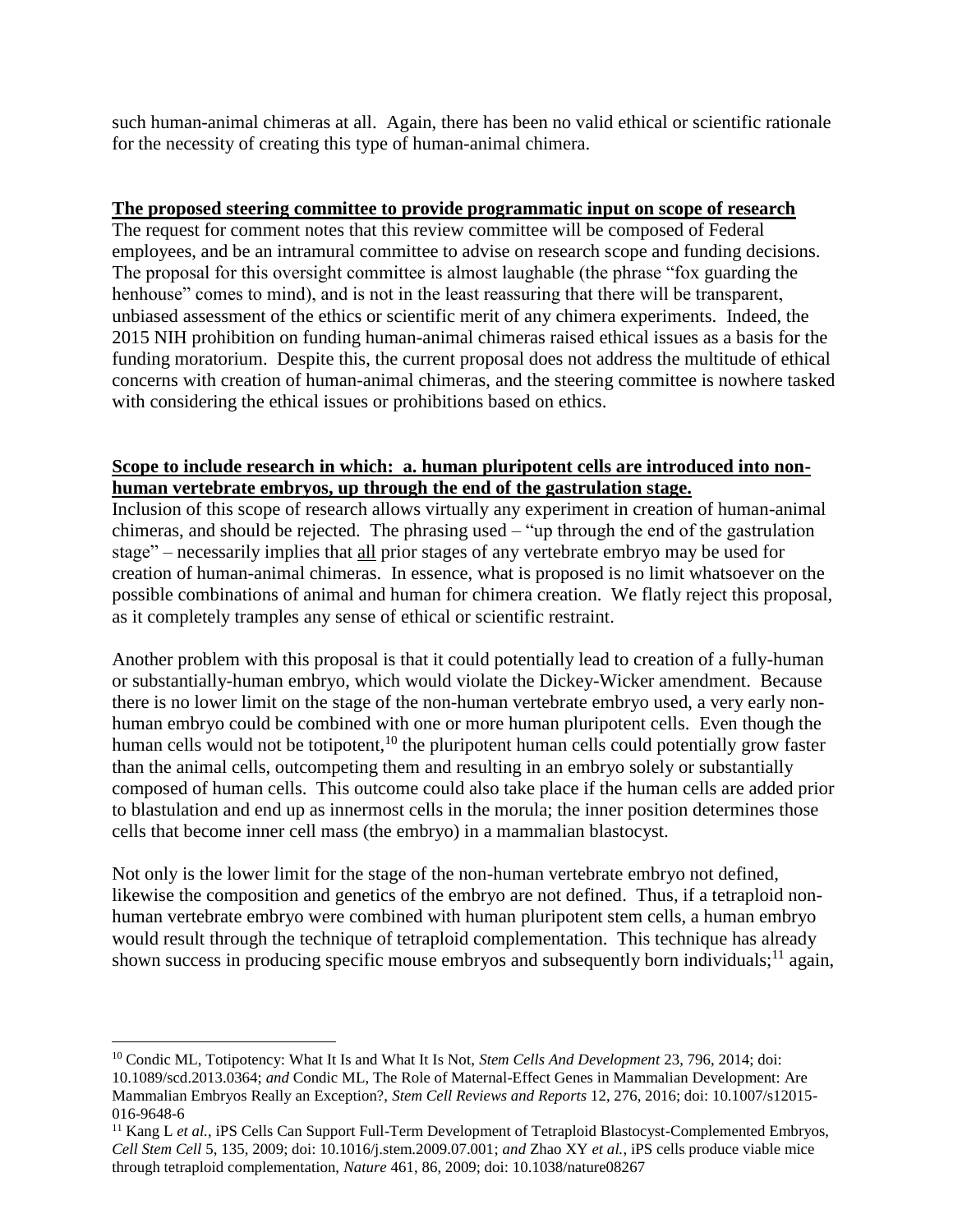such human-animal chimeras at all. Again, there has been no valid ethical or scientific rationale for the necessity of creating this type of human-animal chimera.

**The proposed steering committee to provide programmatic input on scope of research**

The request for comment notes that this review committee will be composed of Federal employees, and be an intramural committee to advise on research scope and funding decisions. The proposal for this oversight committee is almost laughable (the phrase "fox guarding the henhouse" comes to mind), and is not in the least reassuring that there will be transparent, unbiased assessment of the ethics or scientific merit of any chimera experiments. Indeed, the 2015 NIH prohibition on funding human-animal chimeras raised ethical issues as a basis for the funding moratorium. Despite this, the current proposal does not address the multitude of ethical concerns with creation of human-animal chimeras, and the steering committee is nowhere tasked with considering the ethical issues or prohibitions based on ethics.

**Scope to include research in which: a. human pluripotent cells are introduced into non-human vertebrate embryos, up through the end of the gastrulation stage.**

Inclusion of this scope of research allows virtually any experiment in creation of human-animal chimeras, and should be rejected. The phrasing used – "up through the end of the gastrulation stage" – necessarily implies that all prior stages of any vertebrate embryo may be used for creation of human-animal chimeras. In essence, what is proposed is no limit whatsoever on the possible combinations of animal and human for chimera creation. We flatly reject this proposal, as it completely tramples any sense of ethical or scientific restraint.

Another problem with this proposal is that it could potentially lead to creation of a fully-human or substantially-human embryo, which would violate the Dickey-Wicker amendment. Because there is no lower limit on the stage of the non-human vertebrate embryo used, a very early non-human embryo could be combined with one or more human pluripotent cells. Even though the human cells would not be totipotent,[10] the pluripotent human cells could potentially grow faster than the animal cells, outcompeting them and resulting in an embryo solely or substantially composed of human cells. This outcome could also take place if the human cells are added prior to blastulation and end up as innermost cells in the morula; the inner position determines those cells that become inner cell mass (the embryo) in a mammalian blastocyst.

Not only is the lower limit for the stage of the non-human vertebrate embryo not defined, likewise the composition and genetics of the embryo are not defined. Thus, if a tetraploid non-human vertebrate embryo were combined with human pluripotent stem cells, a human embryo would result through the technique of tetraploid complementation. This technique has already shown success in producing specific mouse embryos and subsequently born individuals;[11] again,

---

[10] Condic ML, Totipotency: What It Is and What It Is Not, *Stem Cells And Development* 23, 796, 2014; doi: 10.1089/scd.2013.0364; *and* Condic ML, The Role of Maternal-Effect Genes in Mammalian Development: Are Mammalian Embryos Really an Exception?, *Stem Cell Reviews and Reports* 12, 276, 2016; doi: 10.1007/s12015-016-9648-6

[11] Kang L *et al.*, iPS Cells Can Support Full-Term Development of Tetraploid Blastocyst-Complemented Embryos, *Cell Stem Cell* 5, 135, 2009; doi: 10.1016/j.stem.2009.07.001; *and* Zhao XY *et al.*, iPS cells produce viable mice through tetraploid complementation, *Nature* 461, 86, 2009; doi: 10.1038/nature08267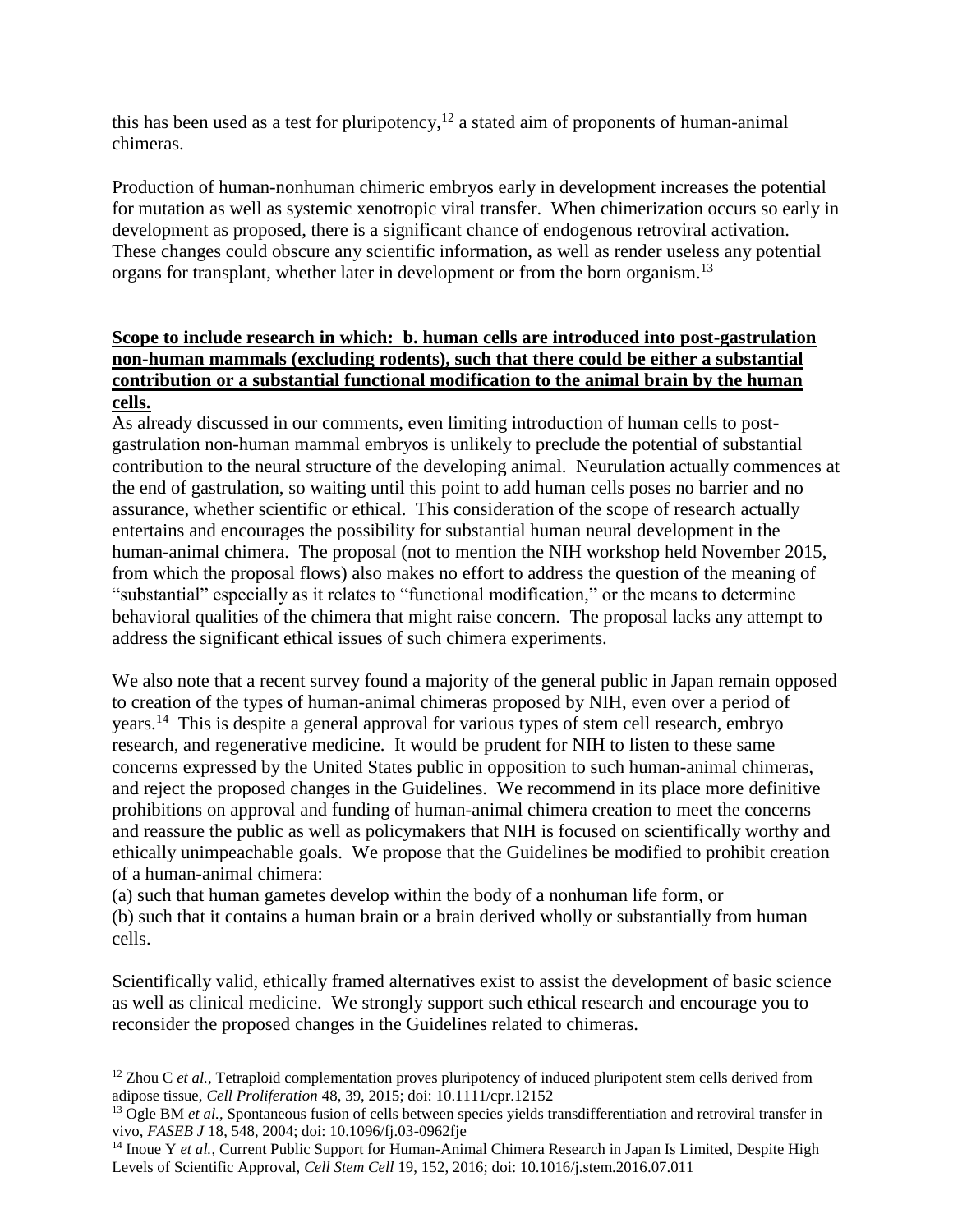this has been used as a test for pluripotency,[12] a stated aim of proponents of human-animal chimeras.

Production of human-nonhuman chimeric embryos early in development increases the potential for mutation as well as systemic xenotropic viral transfer. When chimerization occurs so early in development as proposed, there is a significant chance of endogenous retroviral activation. These changes could obscure any scientific information, as well as render useless any potential organs for transplant, whether later in development or from the born organism.[13]

**Scope to include research in which: b. human cells are introduced into post-gastrulation non-human mammals (excluding rodents), such that there could be either a substantial contribution or a substantial functional modification to the animal brain by the human cells.**

As already discussed in our comments, even limiting introduction of human cells to post-gastrulation non-human mammal embryos is unlikely to preclude the potential of substantial contribution to the neural structure of the developing animal. Neurulation actually commences at the end of gastrulation, so waiting until this point to add human cells poses no barrier and no assurance, whether scientific or ethical. This consideration of the scope of research actually entertains and encourages the possibility for substantial human neural development in the human-animal chimera. The proposal (not to mention the NIH workshop held November 2015, from which the proposal flows) also makes no effort to address the question of the meaning of "substantial" especially as it relates to "functional modification," or the means to determine behavioral qualities of the chimera that might raise concern. The proposal lacks any attempt to address the significant ethical issues of such chimera experiments.

We also note that a recent survey found a majority of the general public in Japan remain opposed to creation of the types of human-animal chimeras proposed by NIH, even over a period of years.[14] This is despite a general approval for various types of stem cell research, embryo research, and regenerative medicine. It would be prudent for NIH to listen to these same concerns expressed by the United States public in opposition to such human-animal chimeras, and reject the proposed changes in the Guidelines. We recommend in its place more definitive prohibitions on approval and funding of human-animal chimera creation to meet the concerns and reassure the public as well as policymakers that NIH is focused on scientifically worthy and ethically unimpeachable goals. We propose that the Guidelines be modified to prohibit creation of a human-animal chimera:

(a) such that human gametes develop within the body of a nonhuman life form, or
(b) such that it contains a human brain or a brain derived wholly or substantially from human cells.

Scientifically valid, ethically framed alternatives exist to assist the development of basic science as well as clinical medicine. We strongly support such ethical research and encourage you to reconsider the proposed changes in the Guidelines related to chimeras.

---

[12] Zhou C *et al.*, Tetraploid complementation proves pluripotency of induced pluripotent stem cells derived from adipose tissue, *Cell Proliferation* 48, 39, 2015; doi: 10.1111/cpr.12152

[13] Ogle BM *et al.*, Spontaneous fusion of cells between species yields transdifferentiation and retroviral transfer in vivo, *FASEB J* 18, 548, 2004; doi: 10.1096/fj.03-0962fje

[14] Inoue Y *et al.*, Current Public Support for Human-Animal Chimera Research in Japan Is Limited, Despite High Levels of Scientific Approval, *Cell Stem Cell* 19, 152, 2016; doi: 10.1016/j.stem.2016.07.011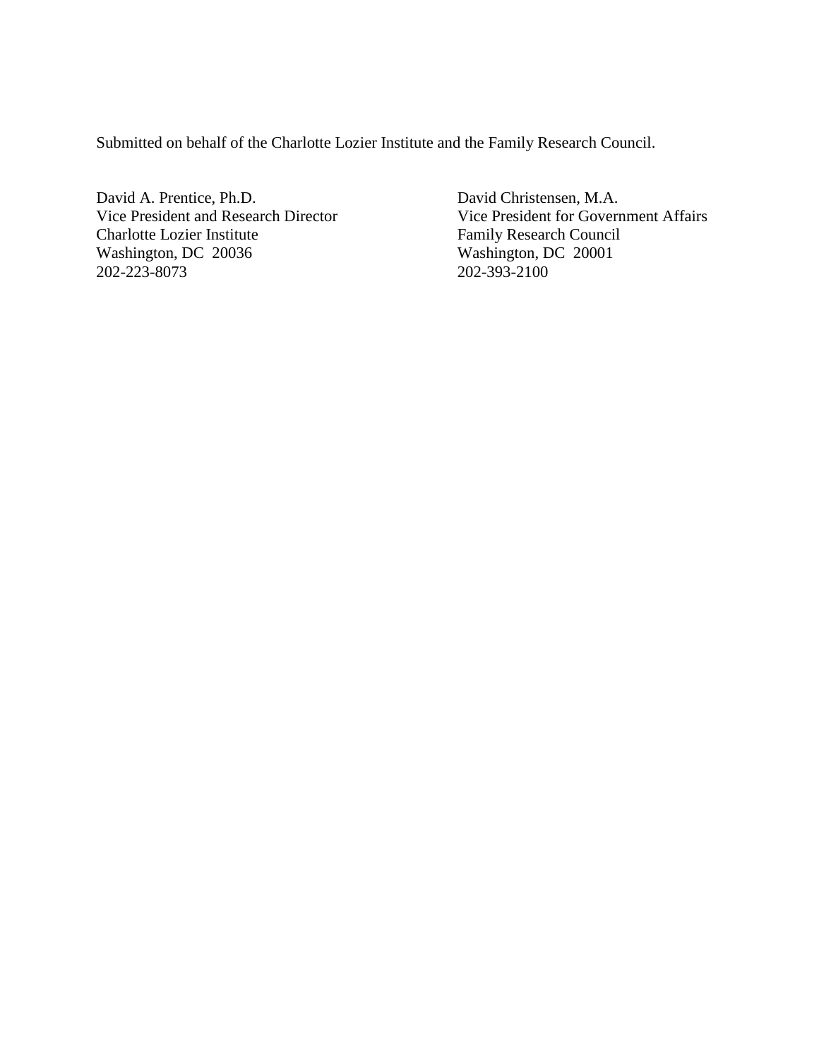Submitted on behalf of the Charlotte Lozier Institute and the Family Research Council.

David A. Prentice, Ph.D.
Vice President and Research Director
Charlotte Lozier Institute
Washington, DC 20036
202-223-8073

David Christensen, M.A.
Vice President for Government Affairs
Family Research Council
Washington, DC 20001
202-393-2100